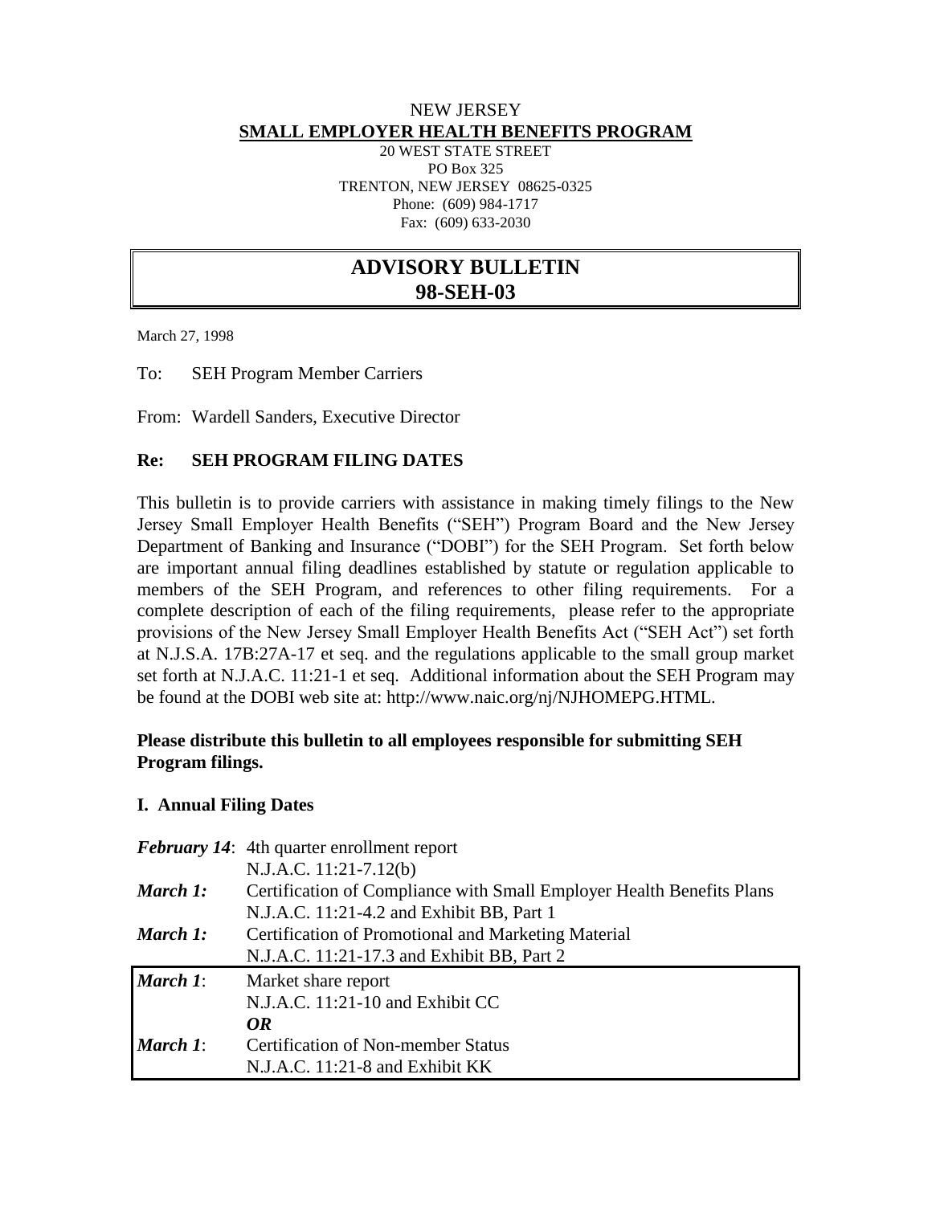NEW JERSEY

**SMALL EMPLOYER HEALTH BENEFITS PROGRAM**

20 WEST STATE STREET
PO Box 325
TRENTON, NEW JERSEY 08625-0325
Phone: (609) 984-1717
Fax: (609) 633-2030

# ADVISORY BULLETIN
# 98-SEH-03

March 27, 1998

To: SEH Program Member Carriers

From: Wardell Sanders, Executive Director

**Re: SEH PROGRAM FILING DATES**

This bulletin is to provide carriers with assistance in making timely filings to the New Jersey Small Employer Health Benefits ("SEH") Program Board and the New Jersey Department of Banking and Insurance ("DOBI") for the SEH Program. Set forth below are important annual filing deadlines established by statute or regulation applicable to members of the SEH Program, and references to other filing requirements. For a complete description of each of the filing requirements, please refer to the appropriate provisions of the New Jersey Small Employer Health Benefits Act ("SEH Act") set forth at N.J.S.A. 17B:27A-17 et seq. and the regulations applicable to the small group market set forth at N.J.A.C. 11:21-1 et seq. Additional information about the SEH Program may be found at the DOBI web site at: http://www.naic.org/nj/NJHOMEPG.HTML.

**Please distribute this bulletin to all employees responsible for submitting SEH Program filings.**

## I. Annual Filing Dates

***February 14***: 4th quarter enrollment report
N.J.A.C. 11:21-7.12(b)

***March 1:*** Certification of Compliance with Small Employer Health Benefits Plans
N.J.A.C. 11:21-4.2 and Exhibit BB, Part 1

***March 1:*** Certification of Promotional and Marketing Material
N.J.A.C. 11:21-17.3 and Exhibit BB, Part 2

***March 1***: Market share report
N.J.A.C. 11:21-10 and Exhibit CC

***OR***

***March 1***: Certification of Non-member Status
N.J.A.C. 11:21-8 and Exhibit KK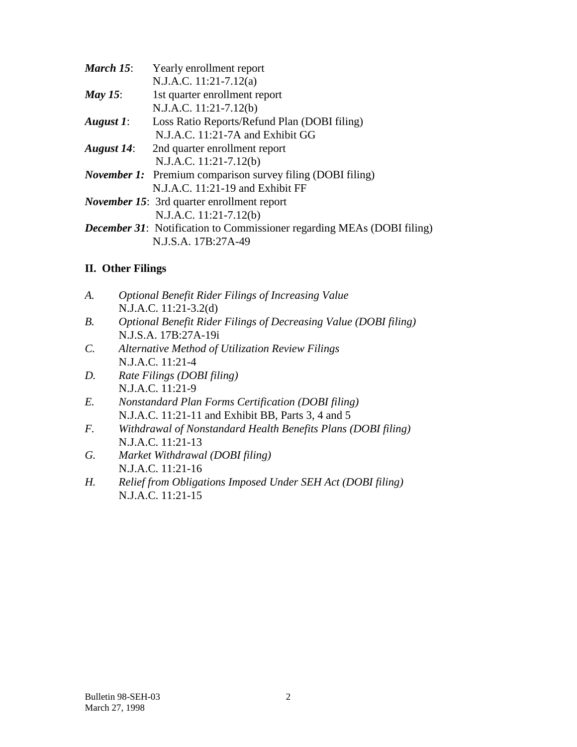***March 15***: Yearly enrollment report
N.J.A.C. 11:21-7.12(a)

***May 15***: 1st quarter enrollment report
N.J.A.C. 11:21-7.12(b)

***August 1***: Loss Ratio Reports/Refund Plan (DOBI filing)
N.J.A.C. 11:21-7A and Exhibit GG

***August 14***: 2nd quarter enrollment report
N.J.A.C. 11:21-7.12(b)

***November 1:*** Premium comparison survey filing (DOBI filing)
N.J.A.C. 11:21-19 and Exhibit FF

***November 15***: 3rd quarter enrollment report
N.J.A.C. 11:21-7.12(b)

***December 31***: Notification to Commissioner regarding MEAs (DOBI filing)
N.J.S.A. 17B:27A-49

## II. Other Filings

*A.* *Optional Benefit Rider Filings of Increasing Value*
N.J.A.C. 11:21-3.2(d)

*B.* *Optional Benefit Rider Filings of Decreasing Value (DOBI filing)*
N.J.S.A. 17B:27A-19i

*C.* *Alternative Method of Utilization Review Filings*
N.J.A.C. 11:21-4

*D.* *Rate Filings (DOBI filing)*
N.J.A.C. 11:21-9

*E.* *Nonstandard Plan Forms Certification (DOBI filing)*
N.J.A.C. 11:21-11 and Exhibit BB, Parts 3, 4 and 5

*F.* *Withdrawal of Nonstandard Health Benefits Plans (DOBI filing)*
N.J.A.C. 11:21-13

*G.* *Market Withdrawal (DOBI filing)*
N.J.A.C. 11:21-16

*H.* *Relief from Obligations Imposed Under SEH Act (DOBI filing)*
N.J.A.C. 11:21-15